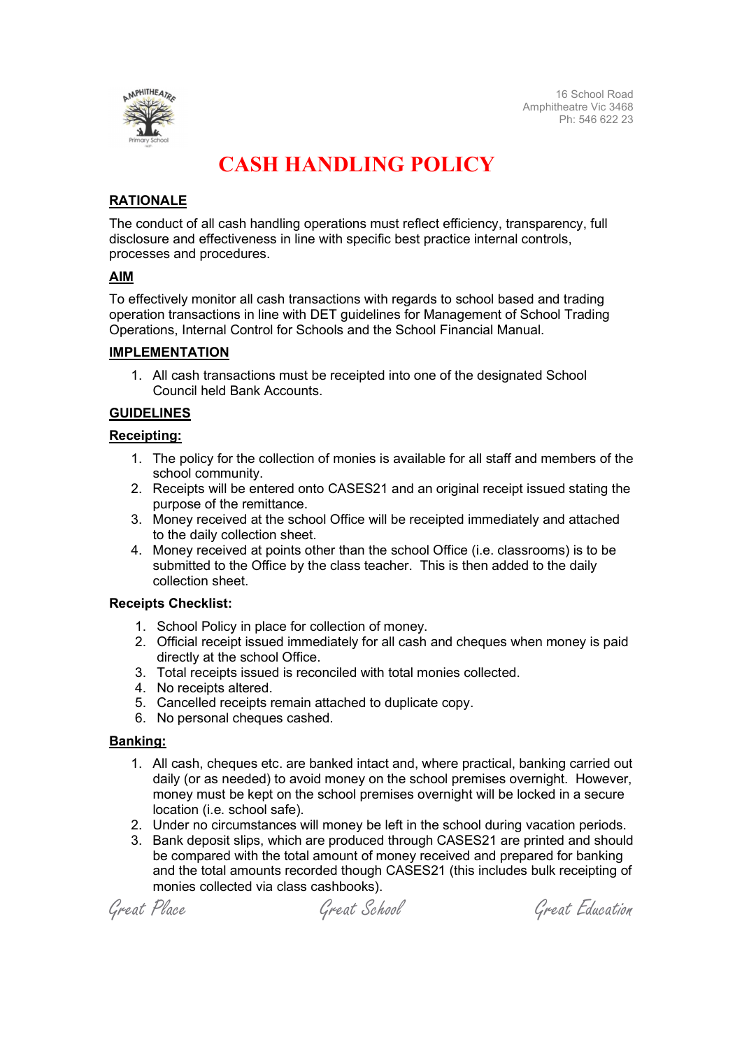16 School Road
Amphitheatre Vic 3468
Ph: 546 622 23

# CASH HANDLING POLICY

## RATIONALE

The conduct of all cash handling operations must reflect efficiency, transparency, full disclosure and effectiveness in line with specific best practice internal controls, processes and procedures.

## AIM

To effectively monitor all cash transactions with regards to school based and trading operation transactions in line with DET guidelines for Management of School Trading Operations, Internal Control for Schools and the School Financial Manual.

## IMPLEMENTATION

1. All cash transactions must be receipted into one of the designated School Council held Bank Accounts.

## GUIDELINES

### Receipting:

1. The policy for the collection of monies is available for all staff and members of the school community.
2. Receipts will be entered onto CASES21 and an original receipt issued stating the purpose of the remittance.
3. Money received at the school Office will be receipted immediately and attached to the daily collection sheet.
4. Money received at points other than the school Office (i.e. classrooms) is to be submitted to the Office by the class teacher. This is then added to the daily collection sheet.

**Receipts Checklist:**

1. School Policy in place for collection of money.
2. Official receipt issued immediately for all cash and cheques when money is paid directly at the school Office.
3. Total receipts issued is reconciled with total monies collected.
4. No receipts altered.
5. Cancelled receipts remain attached to duplicate copy.
6. No personal cheques cashed.

### Banking:

1. All cash, cheques etc. are banked intact and, where practical, banking carried out daily (or as needed) to avoid money on the school premises overnight. However, money must be kept on the school premises overnight will be locked in a secure location (i.e. school safe).
2. Under no circumstances will money be left in the school during vacation periods.
3. Bank deposit slips, which are produced through CASES21 are printed and should be compared with the total amount of money received and prepared for banking and the total amounts recorded though CASES21 (this includes bulk receipting of monies collected via class cashbooks).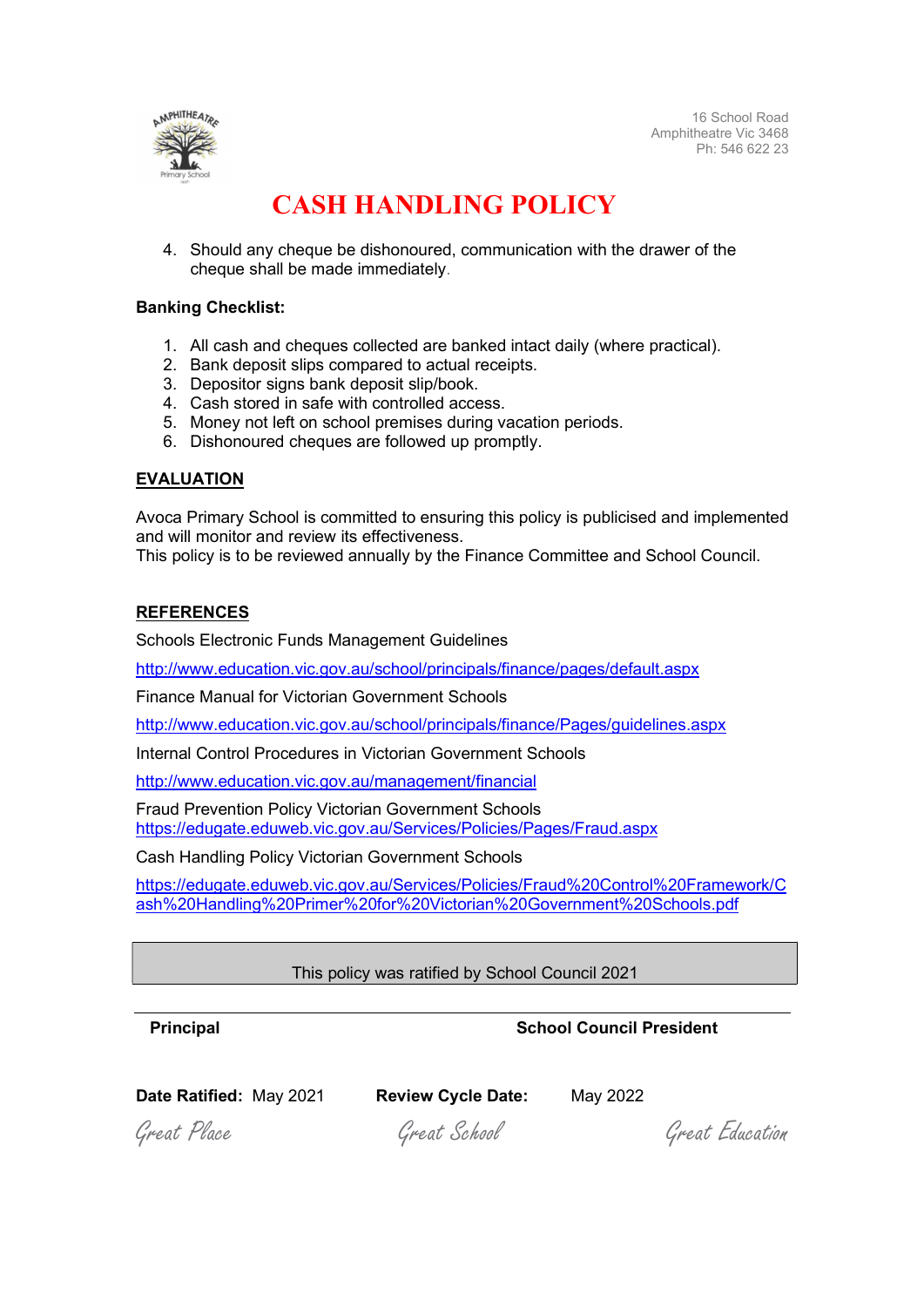4. Should any cheque be dishonoured, communication with the drawer of the cheque shall be made immediately.

**Banking Checklist:**

1. All cash and cheques collected are banked intact daily (where practical).
2. Bank deposit slips compared to actual receipts.
3. Depositor signs bank deposit slip/book.
4. Cash stored in safe with controlled access.
5. Money not left on school premises during vacation periods.
6. Dishonoured cheques are followed up promptly.

## EVALUATION

Avoca Primary School is committed to ensuring this policy is publicised and implemented and will monitor and review its effectiveness.
This policy is to be reviewed annually by the Finance Committee and School Council.

## REFERENCES

Schools Electronic Funds Management Guidelines

http://www.education.vic.gov.au/school/principals/finance/pages/default.aspx

Finance Manual for Victorian Government Schools

http://www.education.vic.gov.au/school/principals/finance/Pages/guidelines.aspx

Internal Control Procedures in Victorian Government Schools

http://www.education.vic.gov.au/management/financial

Fraud Prevention Policy Victorian Government Schools
https://edugate.eduweb.vic.gov.au/Services/Policies/Pages/Fraud.aspx

Cash Handling Policy Victorian Government Schools

https://edugate.eduweb.vic.gov.au/Services/Policies/Fraud%20Control%20Framework/Cash%20Handling%20Primer%20for%20Victorian%20Government%20Schools.pdf

This policy was ratified by School Council 2021

**Principal** **School Council President**

**Date Ratified:** May 2021 **Review Cycle Date:** May 2022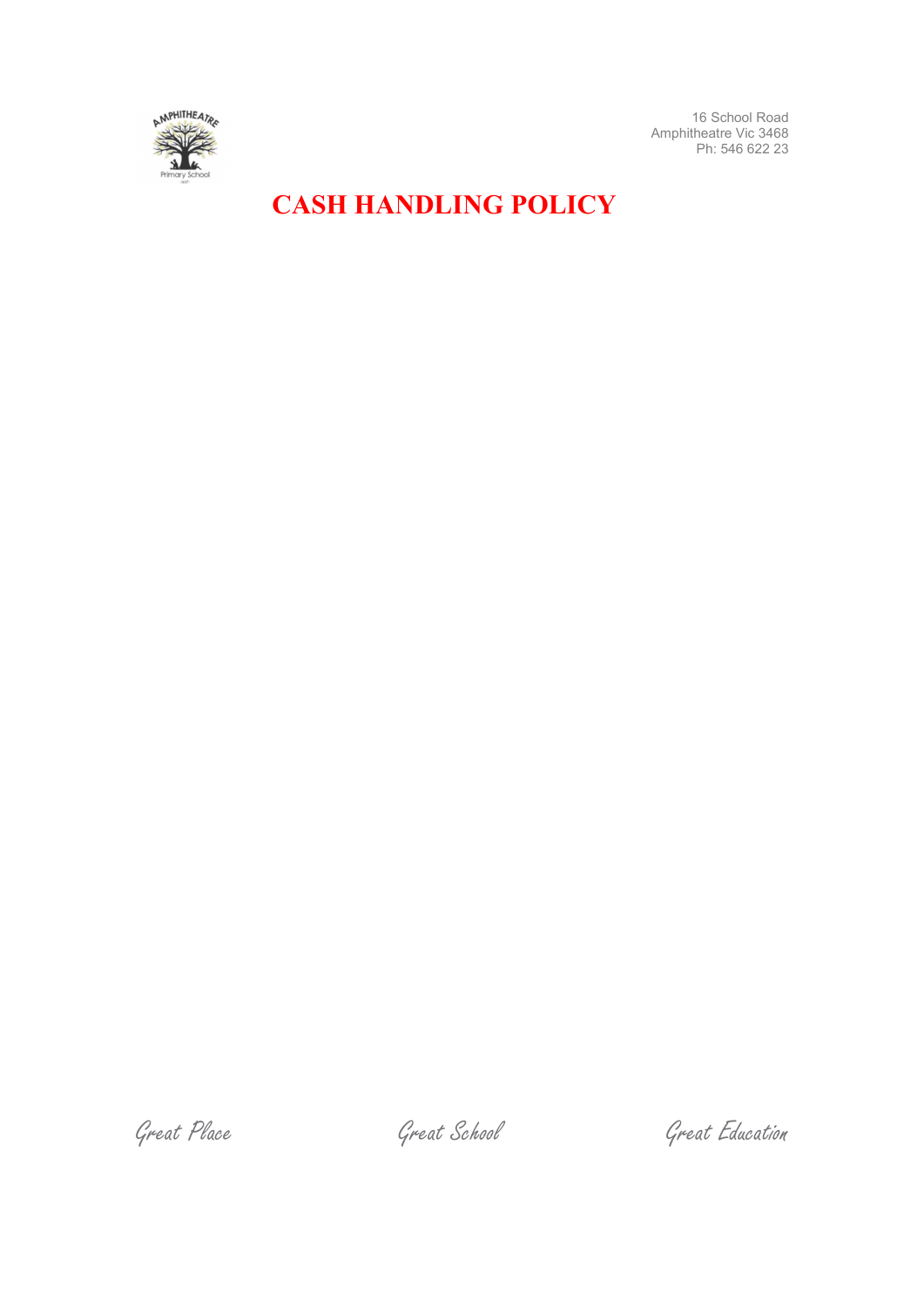16 School Road
Amphitheatre Vic 3468
Ph: 546 622 23

# CASH HANDLING POLICY

Great Place          Great School          Great Education